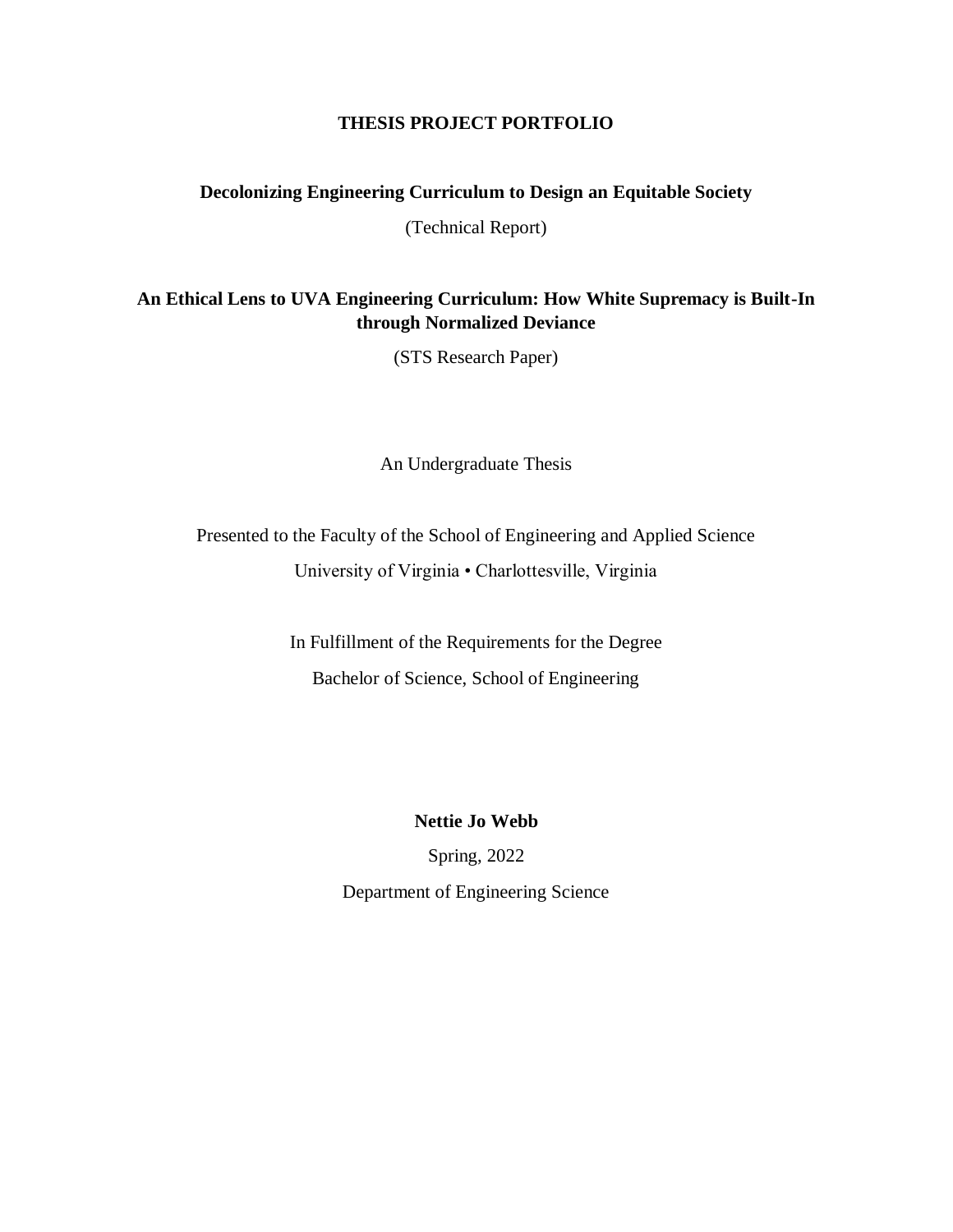**THESIS PROJECT PORTFOLIO**

**Decolonizing Engineering Curriculum to Design an Equitable Society**

(Technical Report)

**An Ethical Lens to UVA Engineering Curriculum: How White Supremacy is Built-In through Normalized Deviance**

(STS Research Paper)

An Undergraduate Thesis

Presented to the Faculty of the School of Engineering and Applied Science

University of Virginia • Charlottesville, Virginia

In Fulfillment of the Requirements for the Degree

Bachelor of Science, School of Engineering

**Nettie Jo Webb**

Spring, 2022

Department of Engineering Science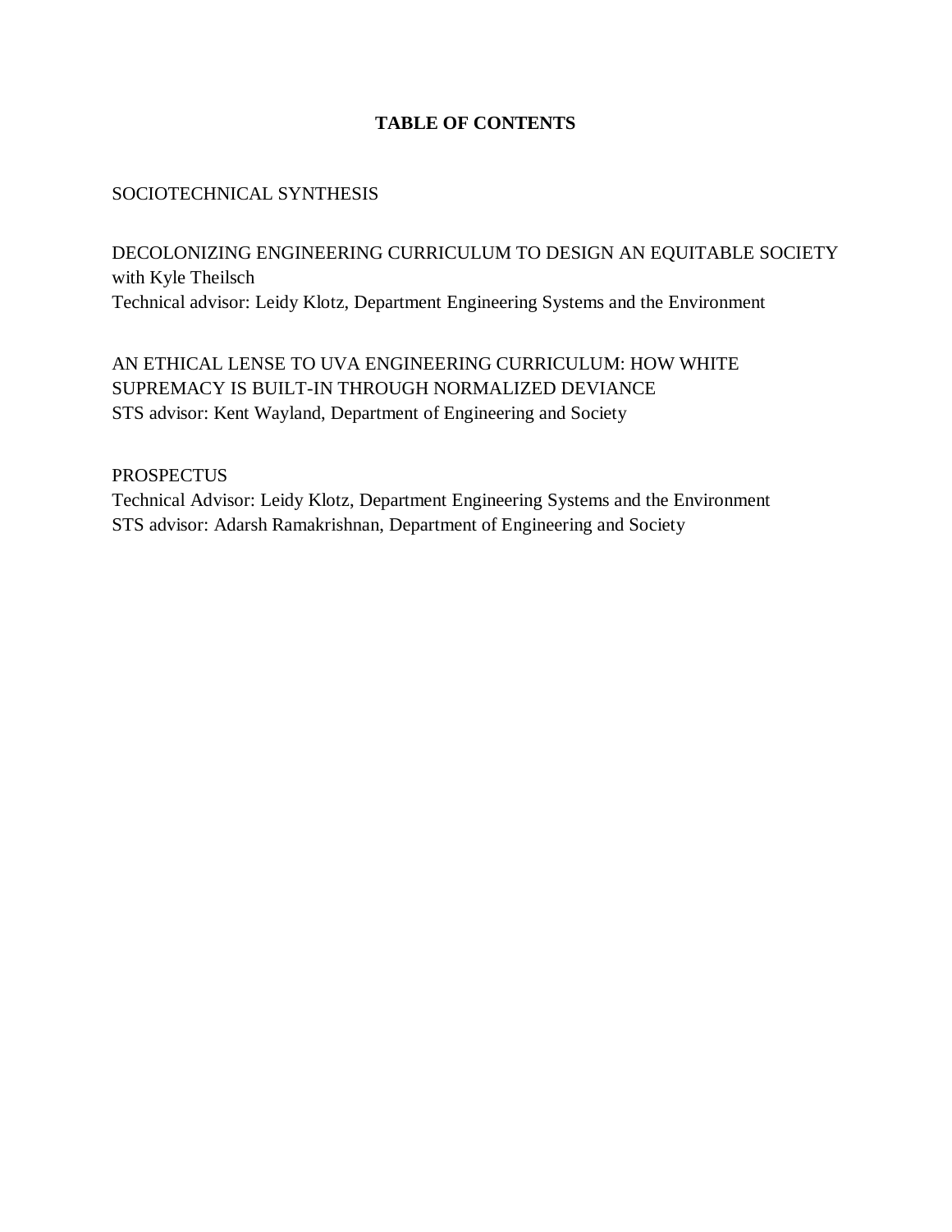# TABLE OF CONTENTS

SOCIOTECHNICAL SYNTHESIS

DECOLONIZING ENGINEERING CURRICULUM TO DESIGN AN EQUITABLE SOCIETY
with Kyle Theilsch
Technical advisor: Leidy Klotz, Department Engineering Systems and the Environment

AN ETHICAL LENSE TO UVA ENGINEERING CURRICULUM: HOW WHITE SUPREMACY IS BUILT-IN THROUGH NORMALIZED DEVIANCE
STS advisor: Kent Wayland, Department of Engineering and Society

PROSPECTUS
Technical Advisor: Leidy Klotz, Department Engineering Systems and the Environment
STS advisor: Adarsh Ramakrishnan, Department of Engineering and Society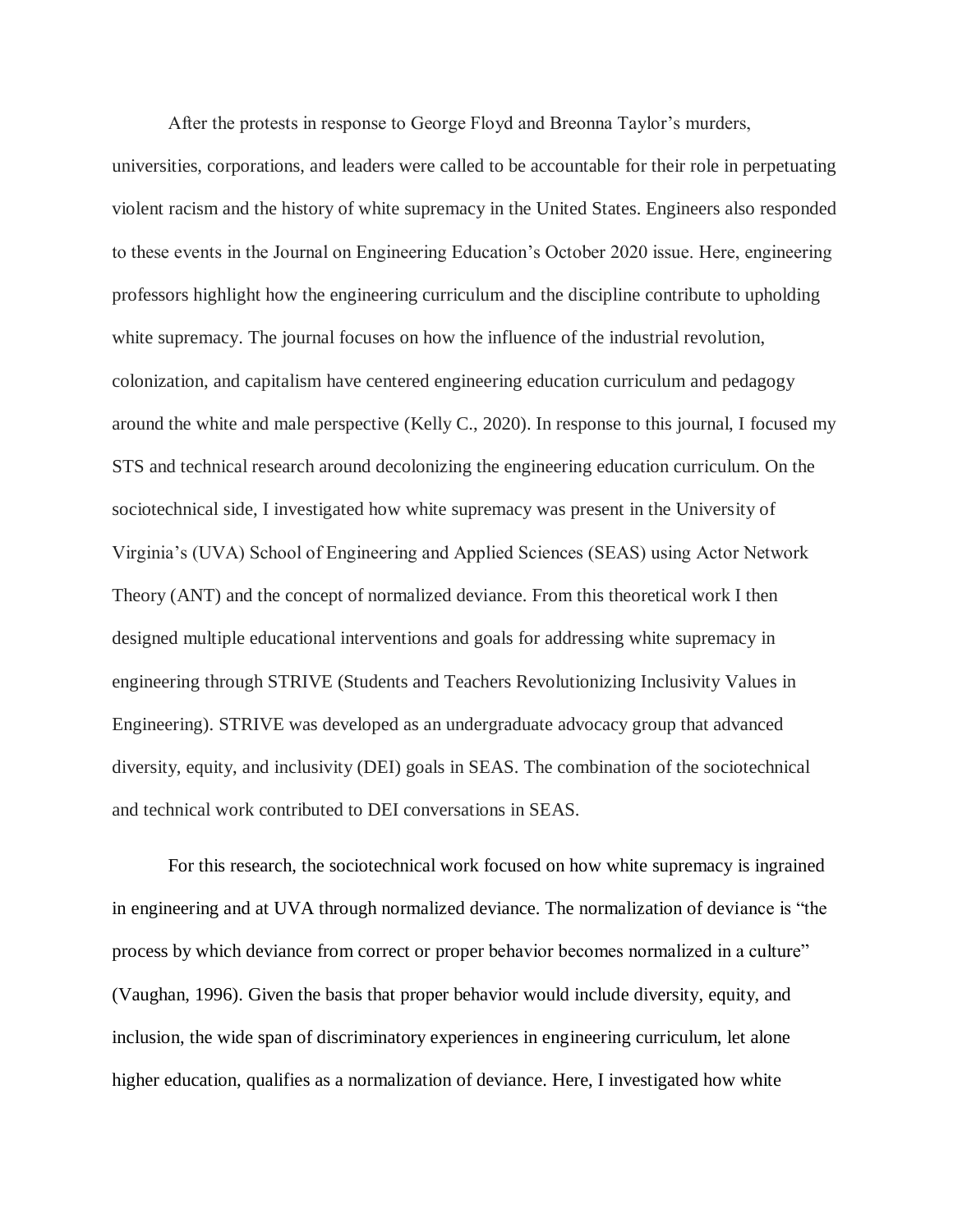After the protests in response to George Floyd and Breonna Taylor's murders, universities, corporations, and leaders were called to be accountable for their role in perpetuating violent racism and the history of white supremacy in the United States. Engineers also responded to these events in the Journal on Engineering Education's October 2020 issue. Here, engineering professors highlight how the engineering curriculum and the discipline contribute to upholding white supremacy. The journal focuses on how the influence of the industrial revolution, colonization, and capitalism have centered engineering education curriculum and pedagogy around the white and male perspective (Kelly C., 2020). In response to this journal, I focused my STS and technical research around decolonizing the engineering education curriculum. On the sociotechnical side, I investigated how white supremacy was present in the University of Virginia's (UVA) School of Engineering and Applied Sciences (SEAS) using Actor Network Theory (ANT) and the concept of normalized deviance. From this theoretical work I then designed multiple educational interventions and goals for addressing white supremacy in engineering through STRIVE (Students and Teachers Revolutionizing Inclusivity Values in Engineering). STRIVE was developed as an undergraduate advocacy group that advanced diversity, equity, and inclusivity (DEI) goals in SEAS. The combination of the sociotechnical and technical work contributed to DEI conversations in SEAS.

For this research, the sociotechnical work focused on how white supremacy is ingrained in engineering and at UVA through normalized deviance. The normalization of deviance is "the process by which deviance from correct or proper behavior becomes normalized in a culture" (Vaughan, 1996). Given the basis that proper behavior would include diversity, equity, and inclusion, the wide span of discriminatory experiences in engineering curriculum, let alone higher education, qualifies as a normalization of deviance. Here, I investigated how white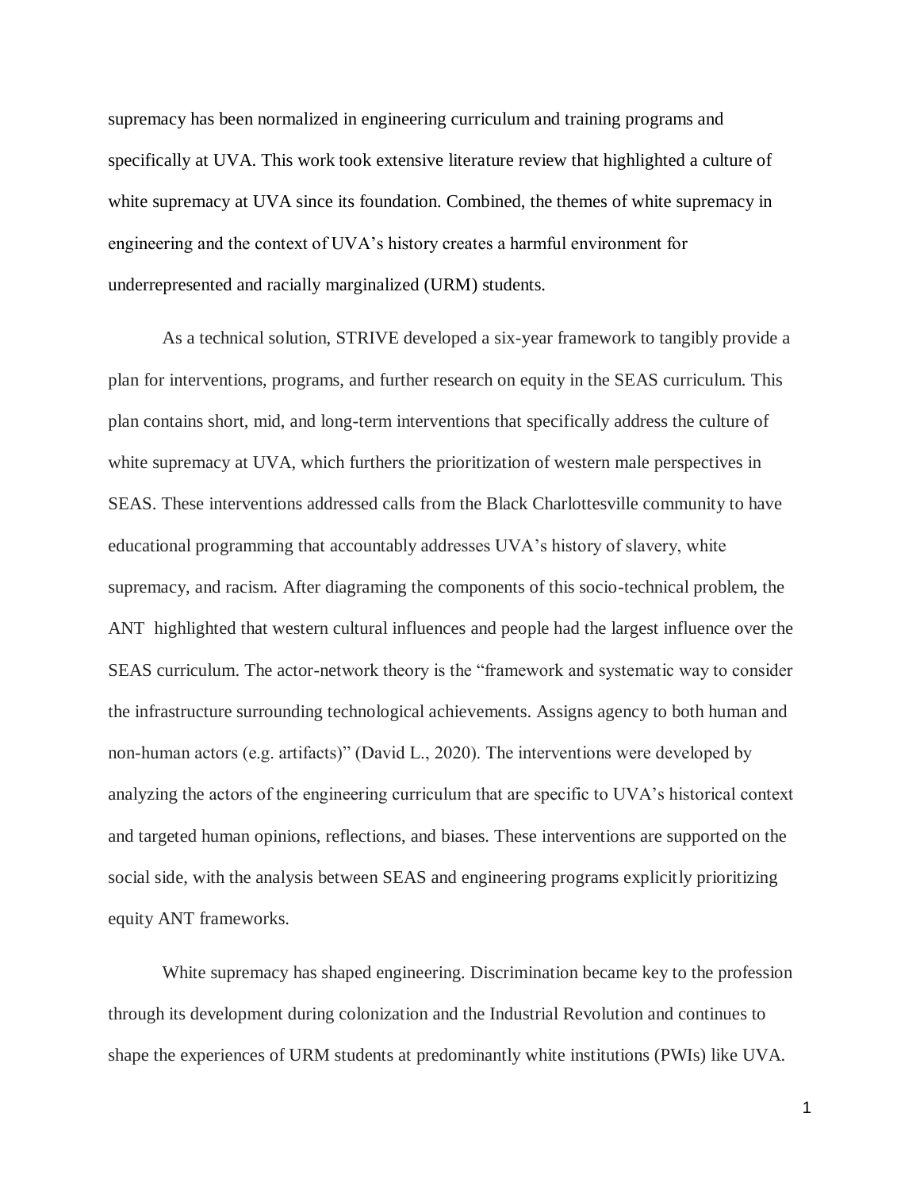supremacy has been normalized in engineering curriculum and training programs and specifically at UVA. This work took extensive literature review that highlighted a culture of white supremacy at UVA since its foundation. Combined, the themes of white supremacy in engineering and the context of UVA's history creates a harmful environment for underrepresented and racially marginalized (URM) students.

As a technical solution, STRIVE developed a six-year framework to tangibly provide a plan for interventions, programs, and further research on equity in the SEAS curriculum. This plan contains short, mid, and long-term interventions that specifically address the culture of white supremacy at UVA, which furthers the prioritization of western male perspectives in SEAS. These interventions addressed calls from the Black Charlottesville community to have educational programming that accountably addresses UVA's history of slavery, white supremacy, and racism. After diagraming the components of this socio-technical problem, the ANT highlighted that western cultural influences and people had the largest influence over the SEAS curriculum. The actor-network theory is the "framework and systematic way to consider the infrastructure surrounding technological achievements. Assigns agency to both human and non-human actors (e.g. artifacts)" (David L., 2020). The interventions were developed by analyzing the actors of the engineering curriculum that are specific to UVA's historical context and targeted human opinions, reflections, and biases. These interventions are supported on the social side, with the analysis between SEAS and engineering programs explicitly prioritizing equity ANT frameworks.

White supremacy has shaped engineering. Discrimination became key to the profession through its development during colonization and the Industrial Revolution and continues to shape the experiences of URM students at predominantly white institutions (PWIs) like UVA.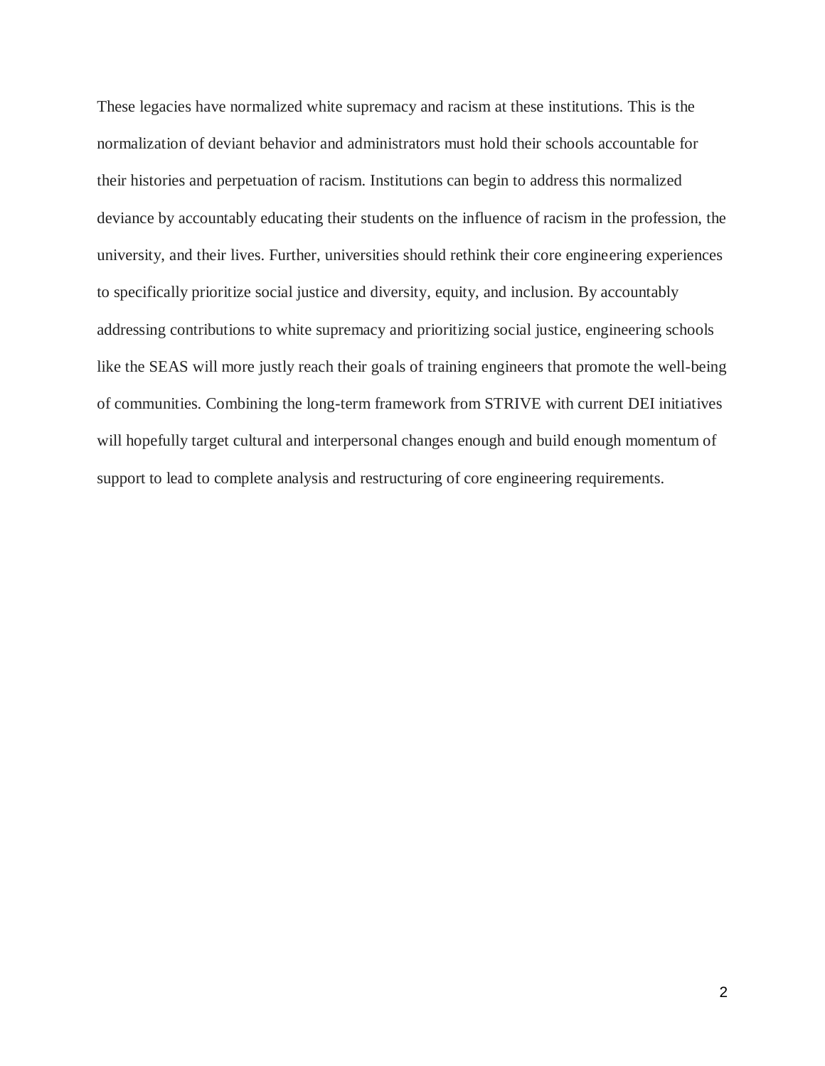These legacies have normalized white supremacy and racism at these institutions. This is the normalization of deviant behavior and administrators must hold their schools accountable for their histories and perpetuation of racism. Institutions can begin to address this normalized deviance by accountably educating their students on the influence of racism in the profession, the university, and their lives. Further, universities should rethink their core engineering experiences to specifically prioritize social justice and diversity, equity, and inclusion. By accountably addressing contributions to white supremacy and prioritizing social justice, engineering schools like the SEAS will more justly reach their goals of training engineers that promote the well-being of communities. Combining the long-term framework from STRIVE with current DEI initiatives will hopefully target cultural and interpersonal changes enough and build enough momentum of support to lead to complete analysis and restructuring of core engineering requirements.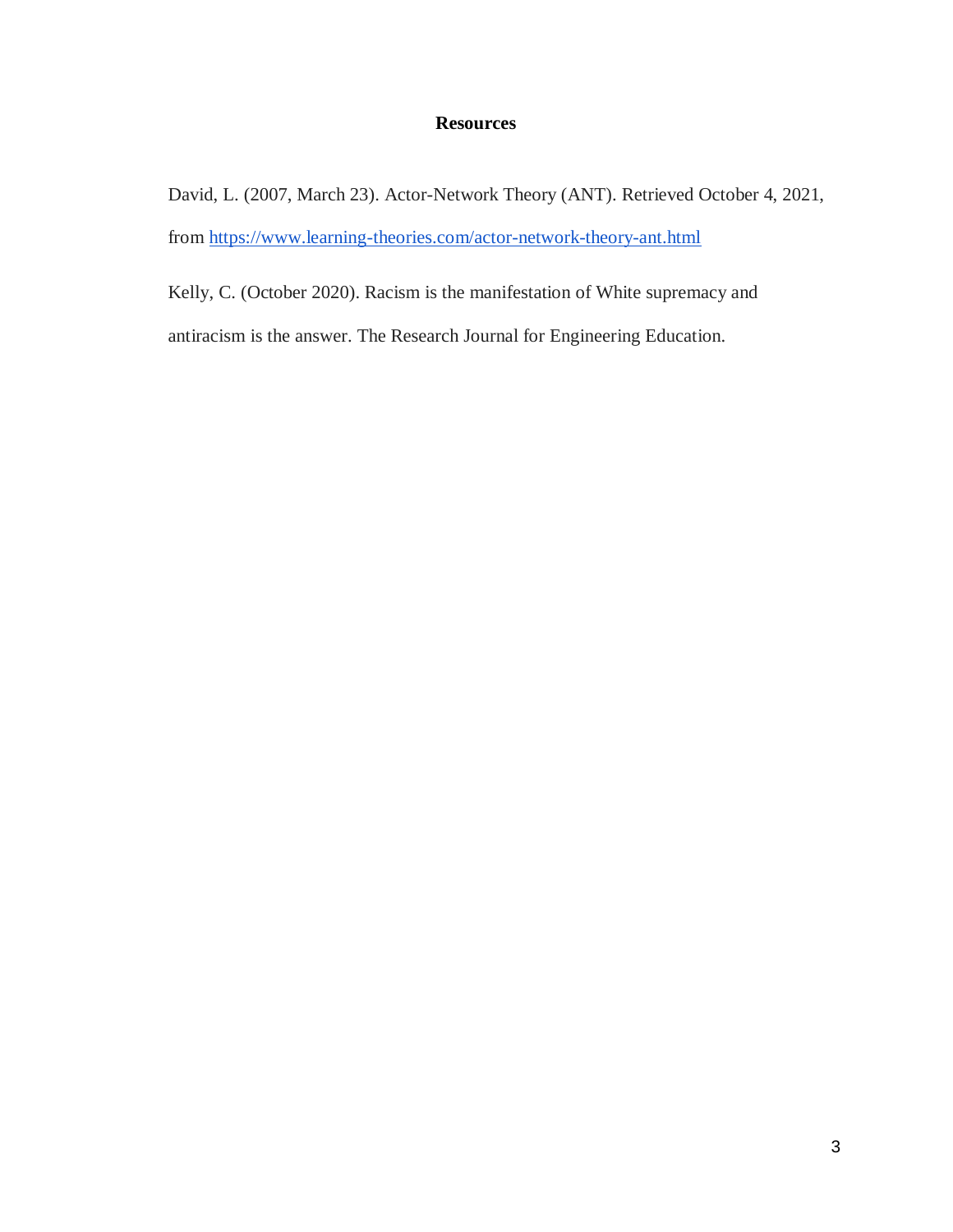# Resources

David, L. (2007, March 23). Actor-Network Theory (ANT). Retrieved October 4, 2021, from https://www.learning-theories.com/actor-network-theory-ant.html

Kelly, C. (October 2020). Racism is the manifestation of White supremacy and antiracism is the answer. The Research Journal for Engineering Education.